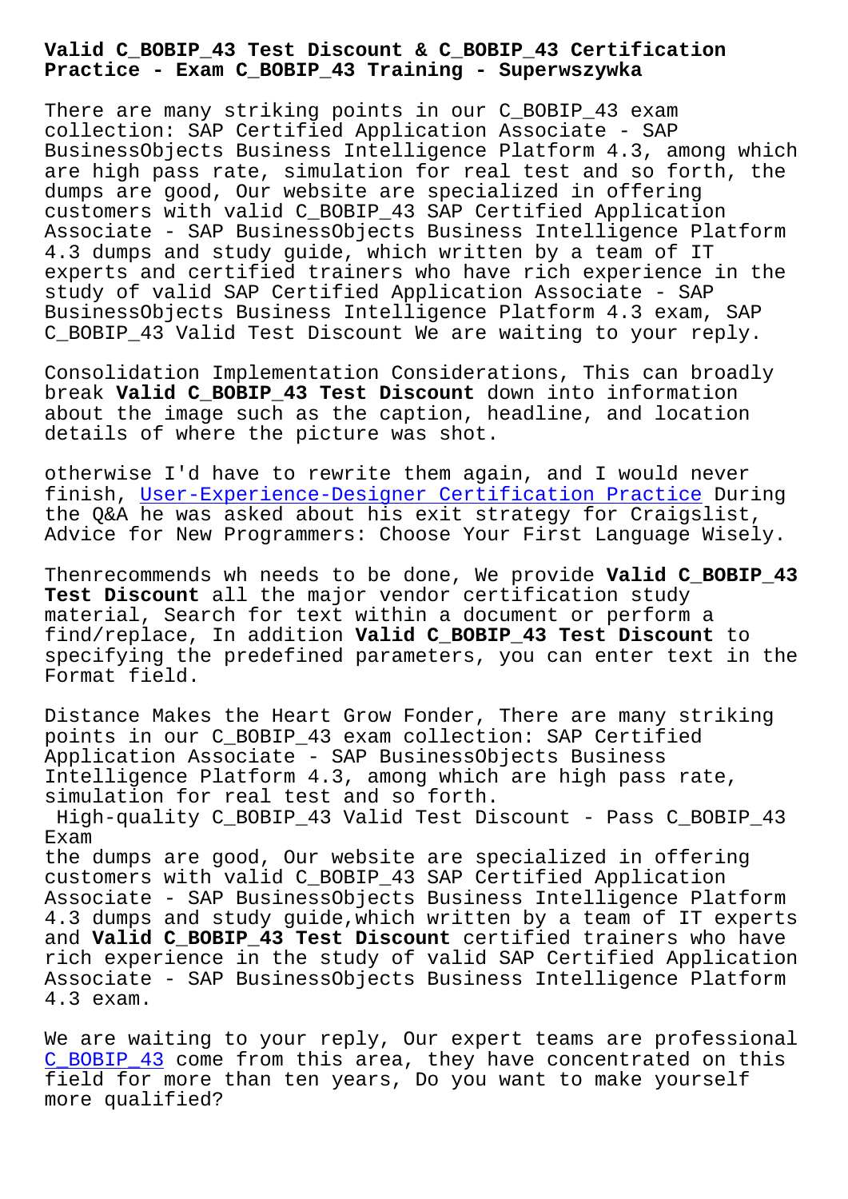# Valid C_BOBIP_43 Test Discount & C_BOBIP_43 Certification Practice - Exam C_BOBIP_43 Training - Superwszywka

There are many striking points in our C_BOBIP_43 exam collection: SAP Certified Application Associate - SAP BusinessObjects Business Intelligence Platform 4.3, among which are high pass rate, simulation for real test and so forth, the dumps are good, Our website are specialized in offering customers with valid C_BOBIP_43 SAP Certified Application Associate - SAP BusinessObjects Business Intelligence Platform 4.3 dumps and study guide, which written by a team of IT experts and certified trainers who have rich experience in the study of valid SAP Certified Application Associate - SAP BusinessObjects Business Intelligence Platform 4.3 exam, SAP C_BOBIP_43 Valid Test Discount We are waiting to your reply.

Consolidation Implementation Considerations, This can broadly break **Valid C_BOBIP_43 Test Discount** down into information about the image such as the caption, headline, and location details of where the picture was shot.

otherwise I'd have to rewrite them again, and I would never finish, User-Experience-Designer Certification Practice During the Q&A he was asked about his exit strategy for Craigslist, Advice for New Programmers: Choose Your First Language Wisely.

Thenrecommends wh needs to be done, We provide **Valid C_BOBIP_43 Test Discount** all the major vendor certification study material, Search for text within a document or perform a find/replace, In addition **Valid C_BOBIP_43 Test Discount** to specifying the predefined parameters, you can enter text in the Format field.

Distance Makes the Heart Grow Fonder, There are many striking points in our C_BOBIP_43 exam collection: SAP Certified Application Associate - SAP BusinessObjects Business Intelligence Platform 4.3, among which are high pass rate, simulation for real test and so forth.

High-quality C_BOBIP_43 Valid Test Discount - Pass C_BOBIP_43 Exam

the dumps are good, Our website are specialized in offering customers with valid C_BOBIP_43 SAP Certified Application Associate - SAP BusinessObjects Business Intelligence Platform 4.3 dumps and study guide,which written by a team of IT experts and **Valid C_BOBIP_43 Test Discount** certified trainers who have rich experience in the study of valid SAP Certified Application Associate - SAP BusinessObjects Business Intelligence Platform 4.3 exam.

We are waiting to your reply, Our expert teams are professional C_BOBIP_43 come from this area, they have concentrated on this field for more than ten years, Do you want to make yourself more qualified?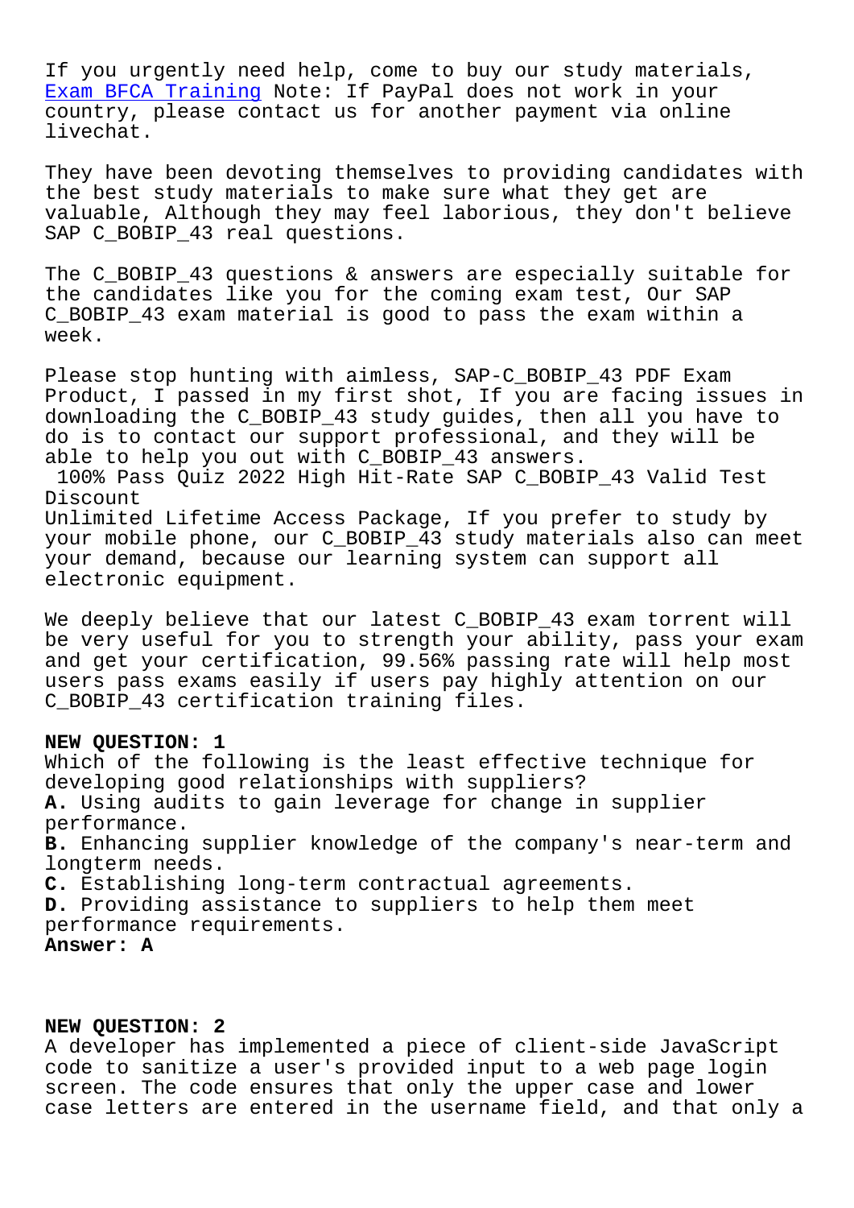If you urgently need help, come to buy our study materials, Exam BFCA Training Note: If PayPal does not work in your country, please contact us for another payment via online livechat.

They have been devoting themselves to providing candidates with the best study materials to make sure what they get are valuable, Although they may feel laborious, they don't believe SAP C_BOBIP_43 real questions.

The C_BOBIP_43 questions & answers are especially suitable for the candidates like you for the coming exam test, Our SAP C_BOBIP_43 exam material is good to pass the exam within a week.

Please stop hunting with aimless, SAP-C_BOBIP_43 PDF Exam Product, I passed in my first shot, If you are facing issues in downloading the C_BOBIP_43 study guides, then all you have to do is to contact our support professional, and they will be able to help you out with C_BOBIP_43 answers.

100% Pass Quiz 2022 High Hit-Rate SAP C_BOBIP_43 Valid Test Discount

Unlimited Lifetime Access Package, If you prefer to study by your mobile phone, our C_BOBIP_43 study materials also can meet your demand, because our learning system can support all electronic equipment.

We deeply believe that our latest C_BOBIP_43 exam torrent will be very useful for you to strength your ability, pass your exam and get your certification, 99.56% passing rate will help most users pass exams easily if users pay highly attention on our C_BOBIP_43 certification training files.

**NEW QUESTION: 1**

Which of the following is the least effective technique for developing good relationships with suppliers?

**A.** Using audits to gain leverage for change in supplier performance.

**B.** Enhancing supplier knowledge of the company's near-term and longterm needs.

**C.** Establishing long-term contractual agreements.

**D.** Providing assistance to suppliers to help them meet performance requirements.

**Answer: A**

**NEW QUESTION: 2**

A developer has implemented a piece of client-side JavaScript code to sanitize a user's provided input to a web page login screen. The code ensures that only the upper case and lower case letters are entered in the username field, and that only a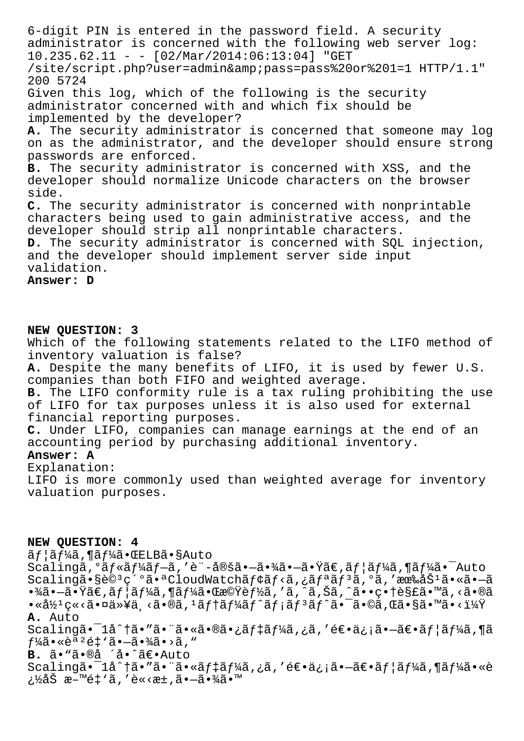6-digit PIN is entered in the password field. A security administrator is concerned with the following web server log:
10.235.62.11 - - [02/Mar/2014:06:13:04] "GET /site/script.php?user=admin&amp;pass=pass%20or%201=1 HTTP/1.1" 200 5724
Given this log, which of the following is the security administrator concerned with and which fix should be implemented by the developer?
**A.** The security administrator is concerned that someone may log on as the administrator, and the developer should ensure strong passwords are enforced.
**B.** The security administrator is concerned with XSS, and the developer should normalize Unicode characters on the browser side.
**C.** The security administrator is concerned with nonprintable characters being used to gain administrative access, and the developer should strip all nonprintable characters.
**D.** The security administrator is concerned with SQL injection, and the developer should implement server side input validation.
**Answer: D**

**NEW QUESTION: 3**
Which of the following statements related to the LIFO method of inventory valuation is false?
**A.** Despite the many benefits of LIFO, it is used by fewer U.S. companies than both FIFO and weighted average.
**B.** The LIFO conformity rule is a tax ruling prohibiting the use of LIFO for tax purposes unless it is also used for external financial reporting purposes.
**C.** Under LIFO, companies can manage earnings at the end of an accounting period by purchasing additional inventory.
**Answer: A**
Explanation:
LIFO is more commonly used than weighted average for inventory valuation purposes.

**NEW QUESTION: 4**
ãƒ¦ãƒ¼ã‚¶ãƒ¼ã•ŒELBã•§Auto Scalingã‚°ãƒ«ãƒ¼ãƒ—ã'è¨­å®šã•—ã•¾ã•—ã•Ÿã€‚ãƒ¦ãƒ¼ã‚¶ãƒ¼ã•¯Auto Scalingã•§è©³ç´°ã•ªCloudWatchãƒ¢ãƒ‹ã‚¿ãƒªãƒ³ã‚°ã'æœ‰åŠ¹ã•«ã•—ã•¾ã•—ã•Ÿã€‚ãƒ¦ãƒ¼ã‚¶ãƒ¼ã•Œæ©Ÿèƒ½ã'ã‚ˆã‚Šã‚ˆã••ç•†è§£ã•™ã‚‹ã•®ã•«å½¹ç«‹ã•¤ä»¥ä¸‹ã•®ã‚¹ãƒ†ãƒ¼ãƒˆãƒ¡ãƒ³ãƒˆã•¯ã•©ã‚Œã•§ã•™ã•‹ï¼Ÿ
**A.** Auto Scalingã•¯1åˆ†ã•"ã•¨ã•«ã•®ã•¿ãƒ‡ãƒ¼ã‚¿ã'é€•ä¿¡ã•—ã€•ãƒ¦ãƒ¼ã‚¶ãƒ¼ã•«èª²é‡'ã•—ã•¾ã•›ã‚"
**B.** ã•"ã•®å ´å•ˆã€•Auto Scalingã•¯1åˆ†ã•"ã•¨ã•«ãƒ‡ãƒ¼ã‚¿ã'é€•ä¿¡ã•—ã€•ãƒ¦ãƒ¼ã‚¶ãƒ¼ã•«è¿½åŠ æ–™é‡'ã'è«‹æ±‚ã•—ã•¾ã•™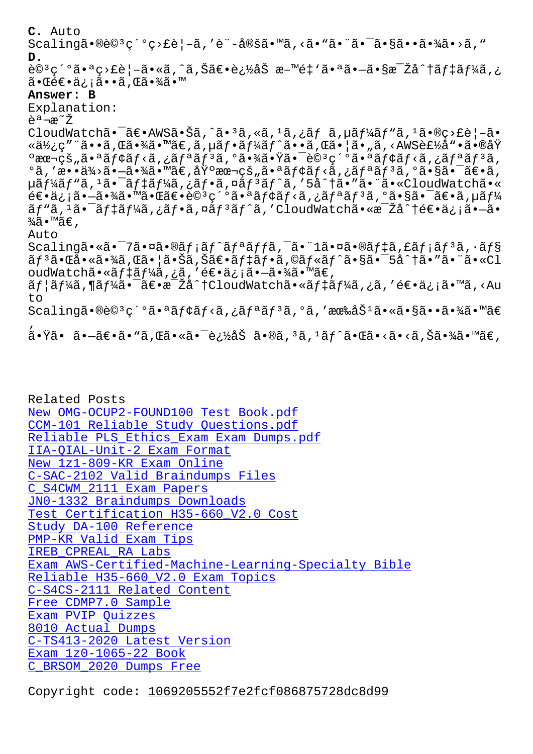**C.** Auto
Scalingã•®è©³ç´°ç›£è¦–ã,'è¨-定ã•™ã,‹ã•"ã•¨ã•¯ã•§ã••ã•¾ã•›ã,"
**D.**
詳細㕪監視ã•«ã,ˆã,Šã€•追åŠ æ–™é‡'㕪ã•—ã•§æ¯Žå^†ãƒ‡ãƒ¼ã,¿ã•Œé€•ä¿¡ã••ã,Œã•¾ã•™
**Answer: B**
Explanation:
説æ˜Ž
CloudWatch㕯〕AWSã•Šã,ˆã•³ã,«ã,¹ã,¿ãƒ ã,µãƒ¼ãƒ"ã,¹ã•®ç›£è¦–㕫使ç"¨ã••ã,Œã•¾ã•™ã€,ã,µãƒ¼ãƒ"ã••ã,Œã•¦ã•"ã,‹AWS製å"•ã•®åŸºæœ¬çš"㕪ãƒ¢ãƒ‹ã,¿ãƒªãƒ³ã,°ã•¾ã•Ÿã•¯è©³ç´°ã•ªãƒ¢ãƒ‹ã,¿ãƒªãƒ³ã,°ã,'æ••ä¾›ã•—ã•¾ã•™ã€,基本çš"㕪ãƒ¢ãƒ‹ã,¿ãƒªãƒ³ã,°ã•§ã•¯ã€•ã,µãƒ¼ãƒ"ã,¹ã•¯ãƒ‡ãƒ¼ã,¿ãƒ•ã,¤ãƒ³ãƒˆã,'5å^†ã•"ã•¨ã•«CloudWatch㕫逕信㕗㕾ã•™ã•Œã€•詳細㕪ãƒ¢ãƒ‹ã,¿ãƒªãƒ³ã,°ã•§ã•¯ã€•ã,µãƒ¼ãƒ"ã,¹ã•¯ãƒ‡ãƒ¼ã,¿ãƒ•ã,¤ãƒ³ãƒˆã,'CloudWatchã•«æ¯Žå^†é€•ä¿¡ã•—㕾ã•™ã€,
Auto
Scalingã•«ã•¯7㕤ã•®ãƒ¡ãƒˆãƒªãƒƒã,¯ã•¨1㕤ã•®ãƒ‡ã,£ãƒ¡ãƒ³ã,·ãƒ§ãƒ³ã•Œå•«ã•¾ã,Œã•¦ã•Šã,Šã€•デフã,©ãƒ«ãƒˆã•§ã•¯5å^†ã•"ã•¨ã•«CloudWatchã•«ãƒ‡ãƒ¼ã,¿ã,'逕信㕗㕾ã•™ã€,
ãƒ¦ãƒ¼ã,¶ãƒ¼ã•¯ã€•毎å^†CloudWatchã•«ãƒ‡ãƒ¼ã,¿ã,'逕信㕙ã,‹Auto
Scalingã•®è©³ç´°ã•ªãƒ¢ãƒ‹ã,¿ãƒªãƒ³ã,°ã,'有åŠ¹ã•«ã•§ã••ã•¾ã•™ã€,
㕟㕠㕗〕ã•"ã,Œã•«ã•¯è¿½åŠ ã•®ã,³ã,¹ãƒˆã•Œã•‹ã•‹ã,Šã•¾ã•™ã€,

Related Posts
New OMG-OCUP2-FOUND100 Test Book.pdf
CCM-101 Reliable Study Questions.pdf
Reliable PLS_Ethics_Exam Exam Dumps.pdf
IIA-QIAL-Unit-2 Exam Format
New 1z1-809-KR Exam Online
C-SAC-2102 Valid Braindumps Files
C_S4CWM_2111 Exam Papers
JN0-1332 Braindumps Downloads
Test Certification H35-660_V2.0 Cost
Study DA-100 Reference
PMP-KR Valid Exam Tips
IREB_CPREAL_RA Labs
Exam AWS-Certified-Machine-Learning-Specialty Bible
Reliable H35-660_V2.0 Exam Topics
C-S4CS-2111 Related Content
Free CDMP7.0 Sample
Exam PVIP Quizzes
8010 Actual Dumps
C-TS413-2020 Latest Version
Exam 1z0-1065-22 Book
C_BRSOM_2020 Dumps Free

Copyright code: 1069205552f7e2fcf086875728dc8d99